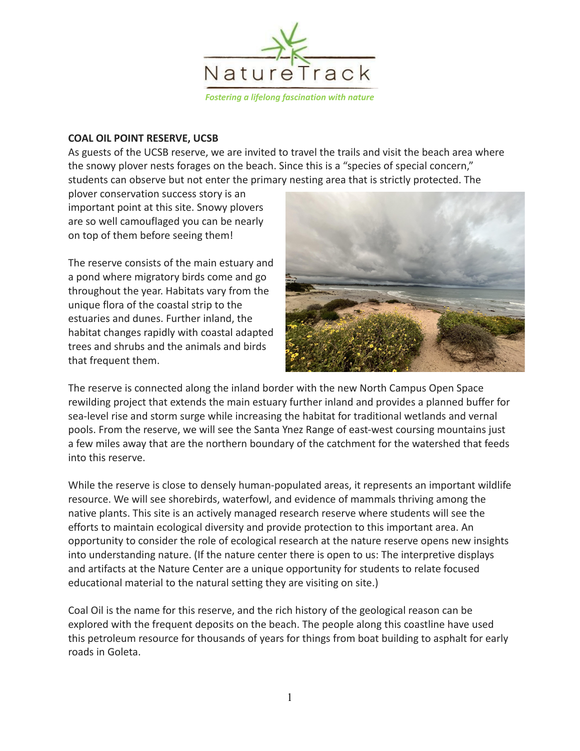NatureTrack

*Fostering a lifelong fascination with nature*

**COAL OIL POINT RESERVE, UCSB**

As guests of the UCSB reserve, we are invited to travel the trails and visit the beach area where the snowy plover nests forages on the beach. Since this is a "species of special concern," students can observe but not enter the primary nesting area that is strictly protected. The plover conservation success story is an important point at this site. Snowy plovers are so well camouflaged you can be nearly on top of them before seeing them!

The reserve consists of the main estuary and a pond where migratory birds come and go throughout the year. Habitats vary from the unique flora of the coastal strip to the estuaries and dunes. Further inland, the habitat changes rapidly with coastal adapted trees and shrubs and the animals and birds that frequent them.

The reserve is connected along the inland border with the new North Campus Open Space rewilding project that extends the main estuary further inland and provides a planned buffer for sea-level rise and storm surge while increasing the habitat for traditional wetlands and vernal pools. From the reserve, we will see the Santa Ynez Range of east-west coursing mountains just a few miles away that are the northern boundary of the catchment for the watershed that feeds into this reserve.

While the reserve is close to densely human-populated areas, it represents an important wildlife resource. We will see shorebirds, waterfowl, and evidence of mammals thriving among the native plants. This site is an actively managed research reserve where students will see the efforts to maintain ecological diversity and provide protection to this important area. An opportunity to consider the role of ecological research at the nature reserve opens new insights into understanding nature. (If the nature center there is open to us: The interpretive displays and artifacts at the Nature Center are a unique opportunity for students to relate focused educational material to the natural setting they are visiting on site.)

Coal Oil is the name for this reserve, and the rich history of the geological reason can be explored with the frequent deposits on the beach. The people along this coastline have used this petroleum resource for thousands of years for things from boat building to asphalt for early roads in Goleta.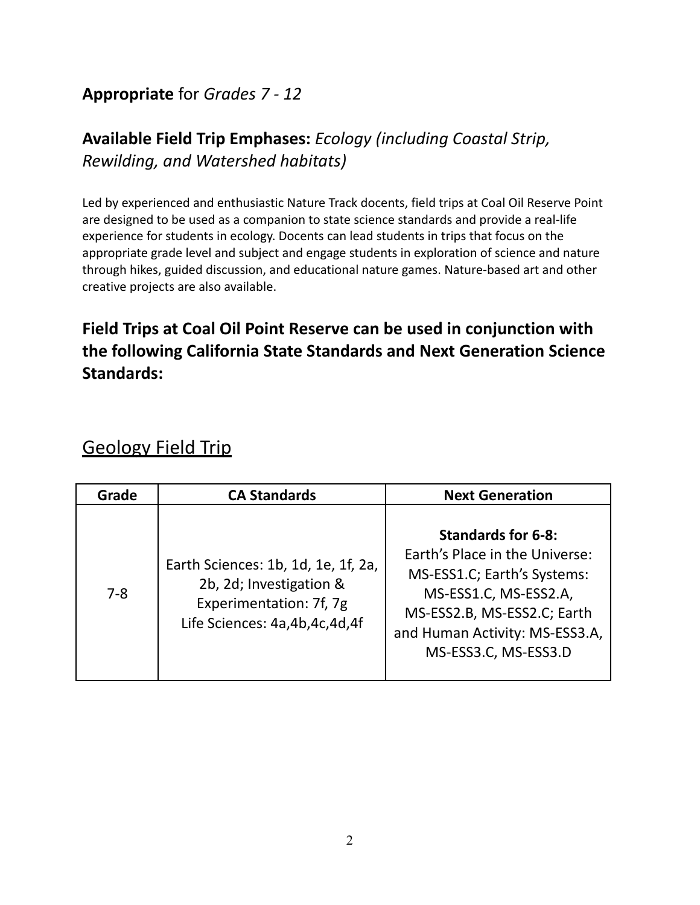## **Appropriate** for *Grades 7 - 12*

## **Available Field Trip Emphases:** *Ecology (including Coastal Strip, Rewilding, and Watershed habitats)*

Led by experienced and enthusiastic Nature Track docents, field trips at Coal Oil Reserve Point are designed to be used as a companion to state science standards and provide a real-life experience for students in ecology. Docents can lead students in trips that focus on the appropriate grade level and subject and engage students in exploration of science and nature through hikes, guided discussion, and educational nature games. Nature-based art and other creative projects are also available.

## **Field Trips at Coal Oil Point Reserve can be used in conjunction with the following California State Standards and Next Generation Science Standards:**

## Geology Field Trip

| Grade | CA Standards | Next Generation |
|---|---|---|
| 7-8 | Earth Sciences: 1b, 1d, 1e, 1f, 2a, 2b, 2d; Investigation & Experimentation: 7f, 7g<br>Life Sciences: 4a,4b,4c,4d,4f | **Standards for 6-8:**<br>Earth's Place in the Universe: MS-ESS1.C; Earth's Systems: MS-ESS1.C, MS-ESS2.A, MS-ESS2.B, MS-ESS2.C; Earth and Human Activity: MS-ESS3.A, MS-ESS3.C, MS-ESS3.D |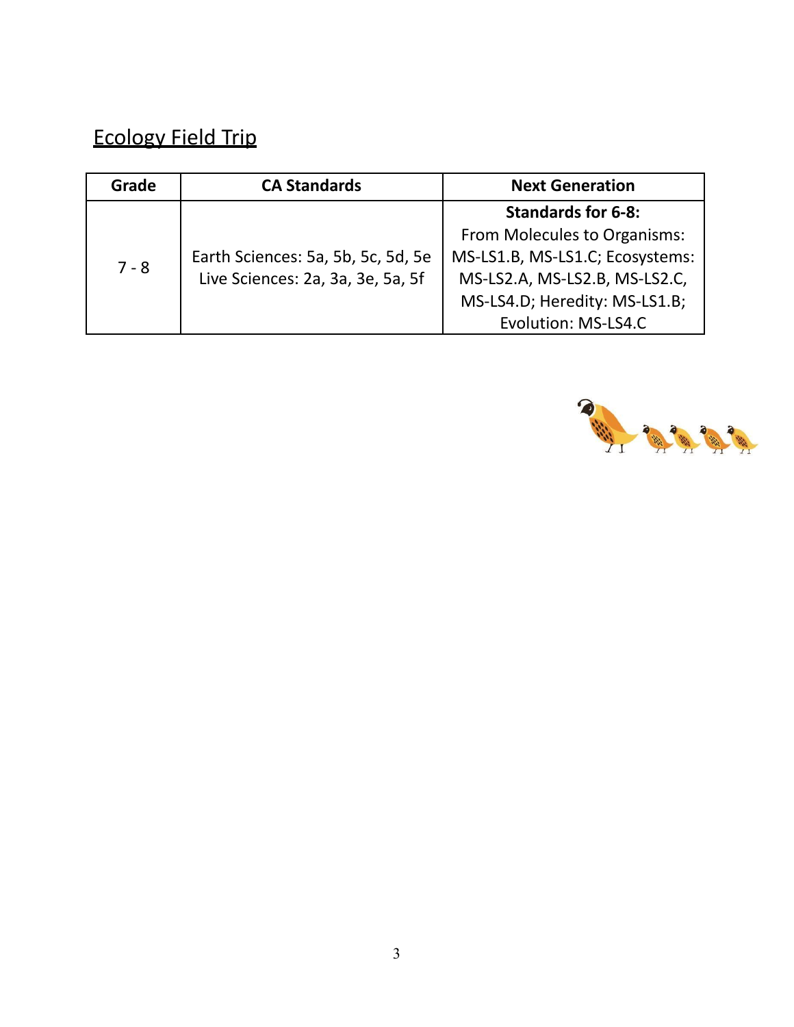## Ecology Field Trip

| Grade | CA Standards | Next Generation |
| --- | --- | --- |
| 7 - 8 | Earth Sciences: 5a, 5b, 5c, 5d, 5e<br>Live Sciences: 2a, 3a, 3e, 5a, 5f | **Standards for 6-8:**<br>From Molecules to Organisms: MS-LS1.B, MS-LS1.C; Ecosystems: MS-LS2.A, MS-LS2.B, MS-LS2.C, MS-LS4.D; Heredity: MS-LS1.B; Evolution: MS-LS4.C |